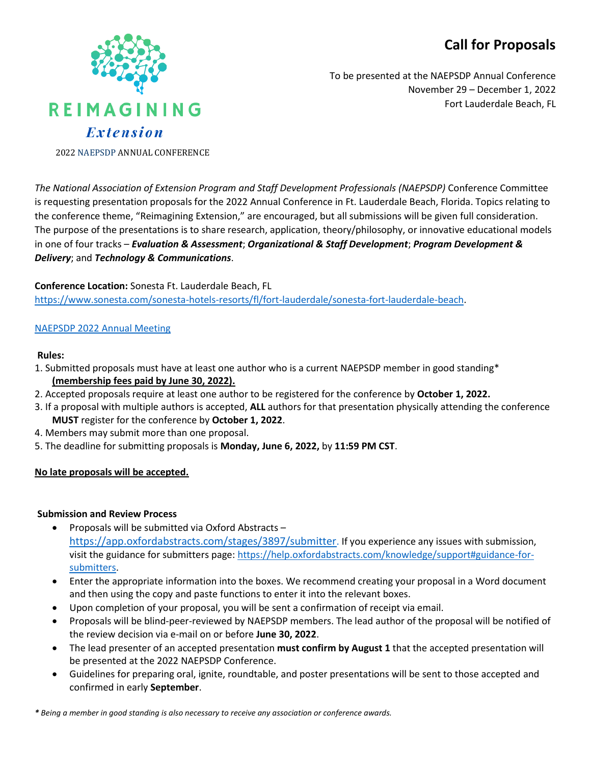# Call for Proposals

REIMAGINING
*Extension*
2022 NAEPSDP ANNUAL CONFERENCE

To be presented at the NAEPSDP Annual Conference
November 29 – December 1, 2022
Fort Lauderdale Beach, FL

*The National Association of Extension Program and Staff Development Professionals (NAEPSDP)* Conference Committee is requesting presentation proposals for the 2022 Annual Conference in Ft. Lauderdale Beach, Florida. Topics relating to the conference theme, "Reimagining Extension," are encouraged, but all submissions will be given full consideration. The purpose of the presentations is to share research, application, theory/philosophy, or innovative educational models in one of four tracks – ***Evaluation & Assessment***; ***Organizational & Staff Development***; ***Program Development & Delivery***; and ***Technology & Communications***.

**Conference Location:** Sonesta Ft. Lauderdale Beach, FL
https://www.sonesta.com/sonesta-hotels-resorts/fl/fort-lauderdale/sonesta-fort-lauderdale-beach.

NAEPSDP 2022 Annual Meeting

**Rules:**

1. Submitted proposals must have at least one author who is a current NAEPSDP member in good standing* **(membership fees paid by June 30, 2022).**
2. Accepted proposals require at least one author to be registered for the conference by **October 1, 2022.**
3. If a proposal with multiple authors is accepted, **ALL** authors for that presentation physically attending the conference **MUST** register for the conference by **October 1, 2022**.
4. Members may submit more than one proposal.
5. The deadline for submitting proposals is **Monday, June 6, 2022,** by **11:59 PM CST**.

**No late proposals will be accepted.**

**Submission and Review Process**

- Proposals will be submitted via Oxford Abstracts – https://app.oxfordabstracts.com/stages/3897/submitter. If you experience any issues with submission, visit the guidance for submitters page: https://help.oxfordabstracts.com/knowledge/support#guidance-for-submitters.
- Enter the appropriate information into the boxes. We recommend creating your proposal in a Word document and then using the copy and paste functions to enter it into the relevant boxes.
- Upon completion of your proposal, you will be sent a confirmation of receipt via email.
- Proposals will be blind-peer-reviewed by NAEPSDP members. The lead author of the proposal will be notified of the review decision via e-mail on or before **June 30, 2022**.
- The lead presenter of an accepted presentation **must confirm by August 1** that the accepted presentation will be presented at the 2022 NAEPSDP Conference.
- Guidelines for preparing oral, ignite, roundtable, and poster presentations will be sent to those accepted and confirmed in early **September**.

*\* Being a member in good standing is also necessary to receive any association or conference awards.*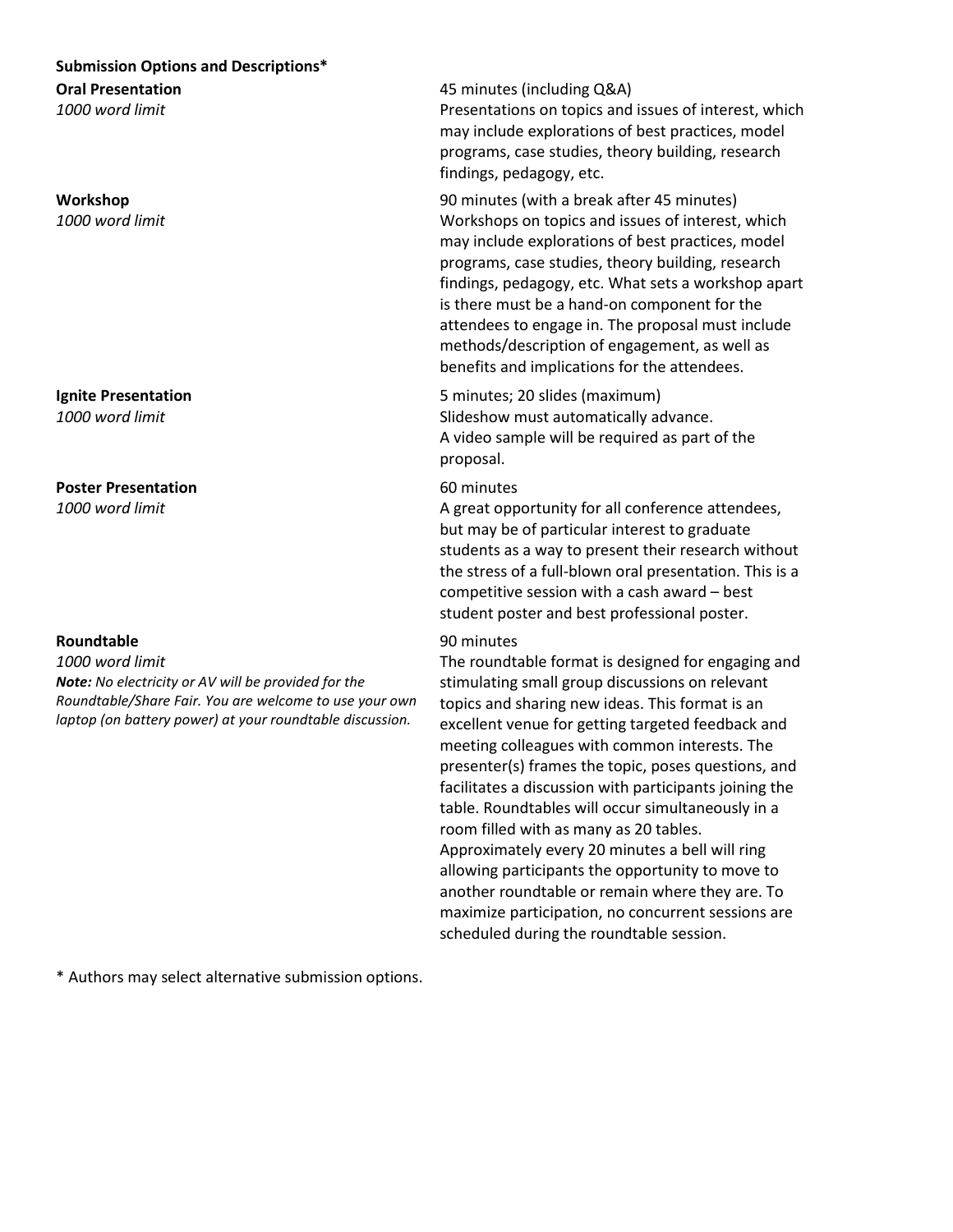**Submission Options and Descriptions***

**Oral Presentation**
*1000 word limit*

45 minutes (including Q&A)
Presentations on topics and issues of interest, which may include explorations of best practices, model programs, case studies, theory building, research findings, pedagogy, etc.

**Workshop**
*1000 word limit*

90 minutes (with a break after 45 minutes)
Workshops on topics and issues of interest, which may include explorations of best practices, model programs, case studies, theory building, research findings, pedagogy, etc. What sets a workshop apart is there must be a hand-on component for the attendees to engage in. The proposal must include methods/description of engagement, as well as benefits and implications for the attendees.

**Ignite Presentation**
*1000 word limit*

5 minutes; 20 slides (maximum)
Slideshow must automatically advance.
A video sample will be required as part of the proposal.

**Poster Presentation**
*1000 word limit*

60 minutes
A great opportunity for all conference attendees, but may be of particular interest to graduate students as a way to present their research without the stress of a full-blown oral presentation. This is a competitive session with a cash award – best student poster and best professional poster.

**Roundtable**
*1000 word limit*
***Note:*** *No electricity or AV will be provided for the Roundtable/Share Fair. You are welcome to use your own laptop (on battery power) at your roundtable discussion.*

90 minutes
The roundtable format is designed for engaging and stimulating small group discussions on relevant topics and sharing new ideas. This format is an excellent venue for getting targeted feedback and meeting colleagues with common interests. The presenter(s) frames the topic, poses questions, and facilitates a discussion with participants joining the table. Roundtables will occur simultaneously in a room filled with as many as 20 tables. Approximately every 20 minutes a bell will ring allowing participants the opportunity to move to another roundtable or remain where they are. To maximize participation, no concurrent sessions are scheduled during the roundtable session.

* Authors may select alternative submission options.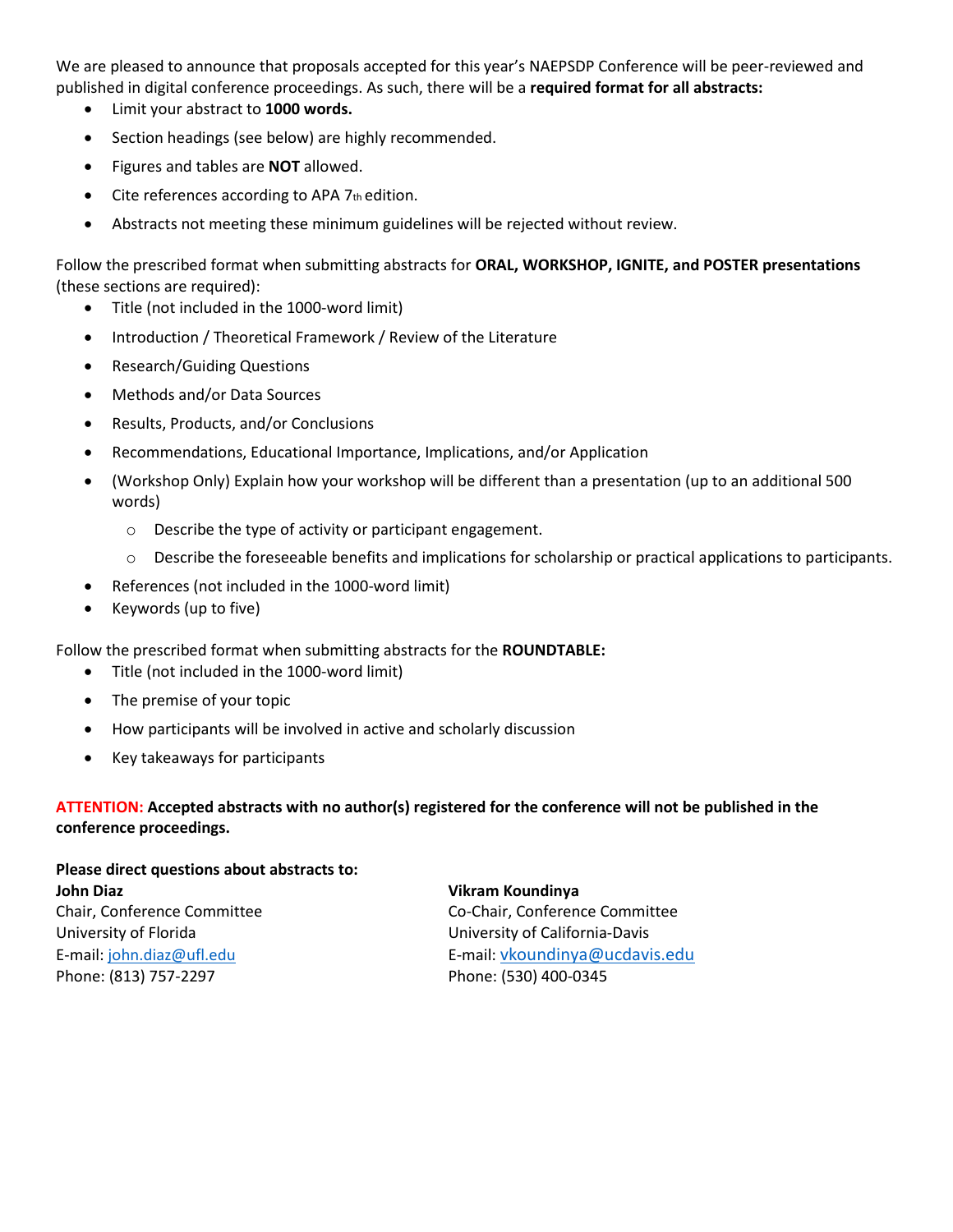We are pleased to announce that proposals accepted for this year's NAEPSDP Conference will be peer-reviewed and published in digital conference proceedings. As such, there will be a **required format for all abstracts:**

- Limit your abstract to **1000 words.**
- Section headings (see below) are highly recommended.
- Figures and tables are **NOT** allowed.
- Cite references according to APA 7th edition.
- Abstracts not meeting these minimum guidelines will be rejected without review.

Follow the prescribed format when submitting abstracts for **ORAL, WORKSHOP, IGNITE, and POSTER presentations** (these sections are required):

- Title (not included in the 1000-word limit)
- Introduction / Theoretical Framework / Review of the Literature
- Research/Guiding Questions
- Methods and/or Data Sources
- Results, Products, and/or Conclusions
- Recommendations, Educational Importance, Implications, and/or Application
- (Workshop Only) Explain how your workshop will be different than a presentation (up to an additional 500 words)
  - Describe the type of activity or participant engagement.
  - Describe the foreseeable benefits and implications for scholarship or practical applications to participants.
- References (not included in the 1000-word limit)
- Keywords (up to five)

Follow the prescribed format when submitting abstracts for the **ROUNDTABLE:**

- Title (not included in the 1000-word limit)
- The premise of your topic
- How participants will be involved in active and scholarly discussion
- Key takeaways for participants

**ATTENTION: Accepted abstracts with no author(s) registered for the conference will not be published in the conference proceedings.**

**Please direct questions about abstracts to:**

**John Diaz**
Chair, Conference Committee
University of Florida
E-mail: john.diaz@ufl.edu
Phone: (813) 757-2297

**Vikram Koundinya**
Co-Chair, Conference Committee
University of California-Davis
E-mail: vkoundinya@ucdavis.edu
Phone: (530) 400-0345